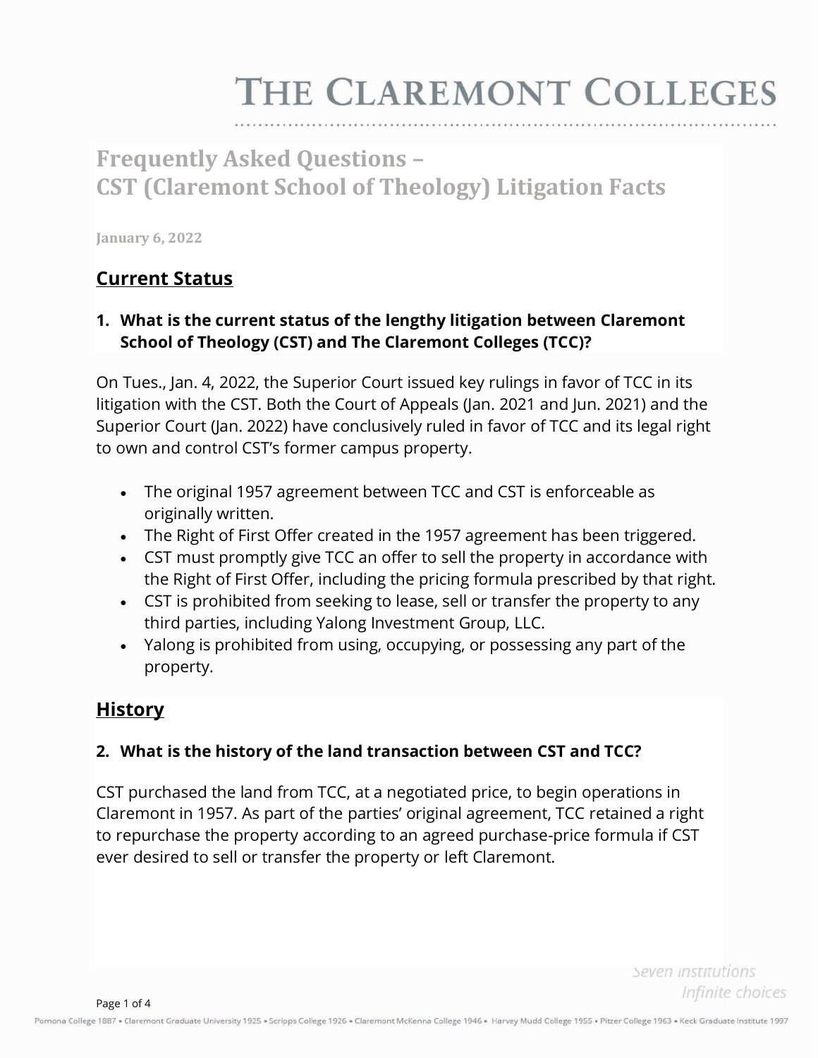# THE CLAREMONT COLLEGES

## Frequently Asked Questions – CST (Claremont School of Theology) Litigation Facts

January 6, 2022

### Current Status

**1. What is the current status of the lengthy litigation between Claremont School of Theology (CST) and The Claremont Colleges (TCC)?**

On Tues., Jan. 4, 2022, the Superior Court issued key rulings in favor of TCC in its litigation with the CST. Both the Court of Appeals (Jan. 2021 and Jun. 2021) and the Superior Court (Jan. 2022) have conclusively ruled in favor of TCC and its legal right to own and control CST's former campus property.

- The original 1957 agreement between TCC and CST is enforceable as originally written.
- The Right of First Offer created in the 1957 agreement has been triggered.
- CST must promptly give TCC an offer to sell the property in accordance with the Right of First Offer, including the pricing formula prescribed by that right.
- CST is prohibited from seeking to lease, sell or transfer the property to any third parties, including Yalong Investment Group, LLC.
- Yalong is prohibited from using, occupying, or possessing any part of the property.

### History

**2. What is the history of the land transaction between CST and TCC?**

CST purchased the land from TCC, at a negotiated price, to begin operations in Claremont in 1957. As part of the parties' original agreement, TCC retained a right to repurchase the property according to an agreed purchase-price formula if CST ever desired to sell or transfer the property or left Claremont.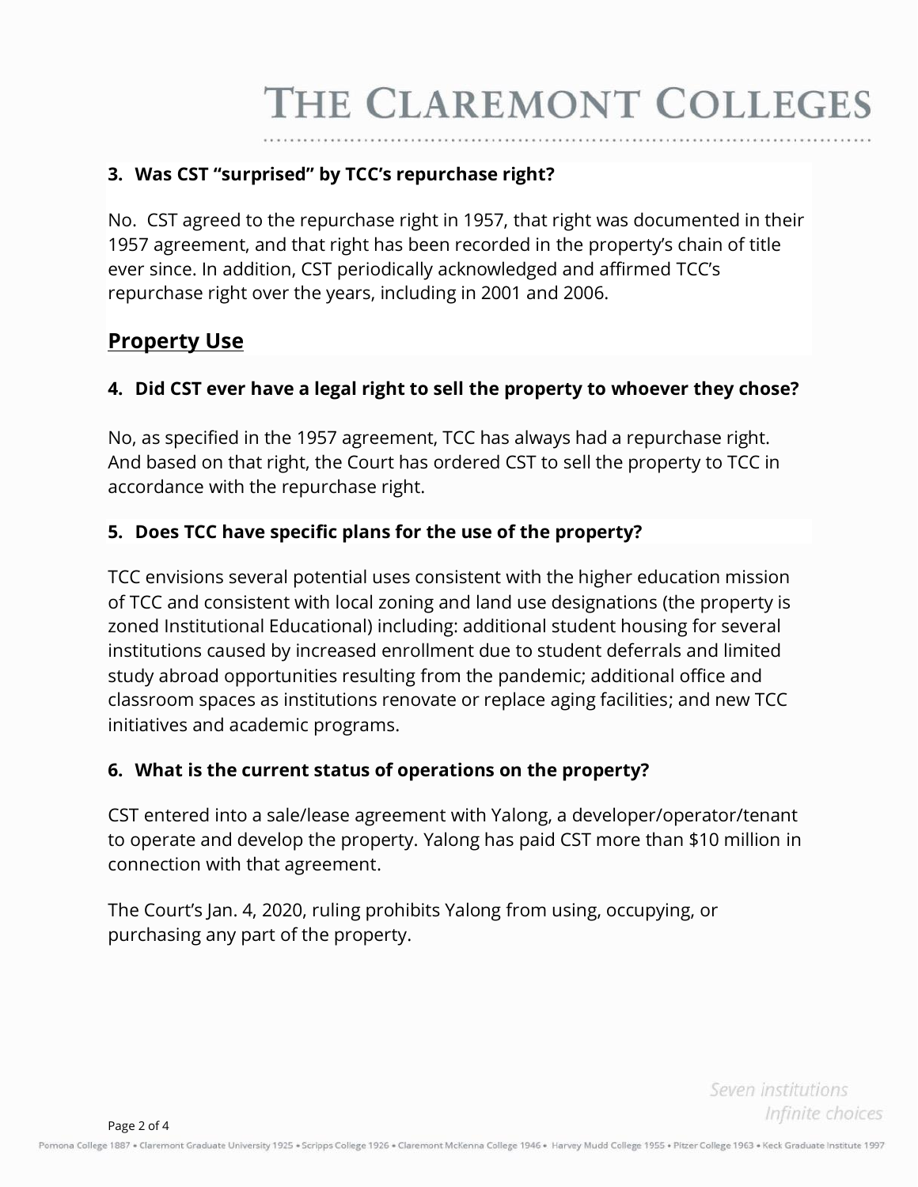### 3. Was CST "surprised" by TCC's repurchase right?

No. CST agreed to the repurchase right in 1957, that right was documented in their 1957 agreement, and that right has been recorded in the property's chain of title ever since. In addition, CST periodically acknowledged and affirmed TCC's repurchase right over the years, including in 2001 and 2006.

## Property Use

### 4. Did CST ever have a legal right to sell the property to whoever they chose?

No, as specified in the 1957 agreement, TCC has always had a repurchase right. And based on that right, the Court has ordered CST to sell the property to TCC in accordance with the repurchase right.

### 5. Does TCC have specific plans for the use of the property?

TCC envisions several potential uses consistent with the higher education mission of TCC and consistent with local zoning and land use designations (the property is zoned Institutional Educational) including: additional student housing for several institutions caused by increased enrollment due to student deferrals and limited study abroad opportunities resulting from the pandemic; additional office and classroom spaces as institutions renovate or replace aging facilities; and new TCC initiatives and academic programs.

### 6. What is the current status of operations on the property?

CST entered into a sale/lease agreement with Yalong, a developer/operator/tenant to operate and develop the property. Yalong has paid CST more than $10 million in connection with that agreement.

The Court's Jan. 4, 2020, ruling prohibits Yalong from using, occupying, or purchasing any part of the property.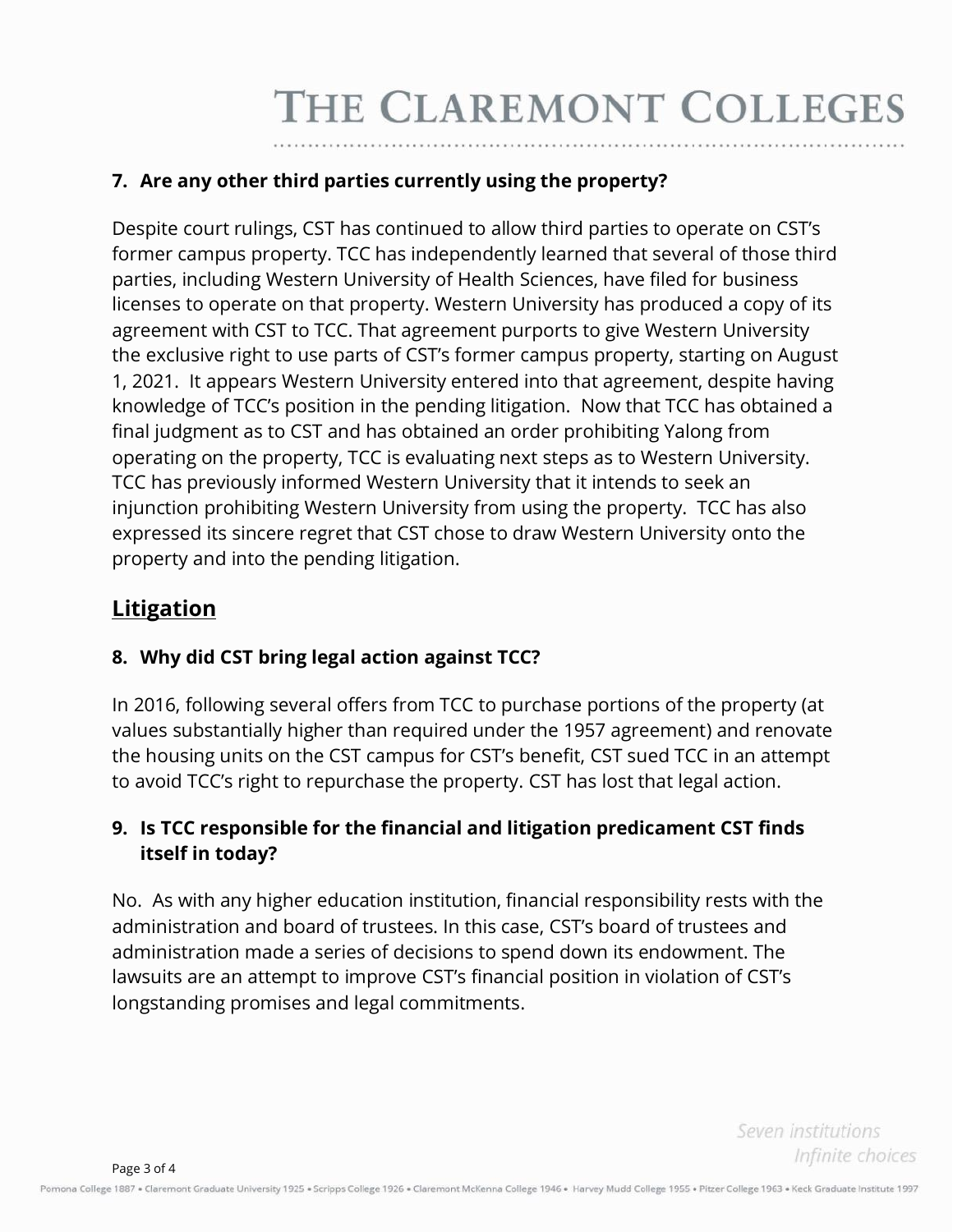### 7. Are any other third parties currently using the property?

Despite court rulings, CST has continued to allow third parties to operate on CST's former campus property. TCC has independently learned that several of those third parties, including Western University of Health Sciences, have filed for business licenses to operate on that property. Western University has produced a copy of its agreement with CST to TCC. That agreement purports to give Western University the exclusive right to use parts of CST's former campus property, starting on August 1, 2021. It appears Western University entered into that agreement, despite having knowledge of TCC's position in the pending litigation. Now that TCC has obtained a final judgment as to CST and has obtained an order prohibiting Yalong from operating on the property, TCC is evaluating next steps as to Western University. TCC has previously informed Western University that it intends to seek an injunction prohibiting Western University from using the property. TCC has also expressed its sincere regret that CST chose to draw Western University onto the property and into the pending litigation.

## Litigation

### 8. Why did CST bring legal action against TCC?

In 2016, following several offers from TCC to purchase portions of the property (at values substantially higher than required under the 1957 agreement) and renovate the housing units on the CST campus for CST's benefit, CST sued TCC in an attempt to avoid TCC's right to repurchase the property. CST has lost that legal action.

### 9. Is TCC responsible for the financial and litigation predicament CST finds itself in today?

No. As with any higher education institution, financial responsibility rests with the administration and board of trustees. In this case, CST's board of trustees and administration made a series of decisions to spend down its endowment. The lawsuits are an attempt to improve CST's financial position in violation of CST's longstanding promises and legal commitments.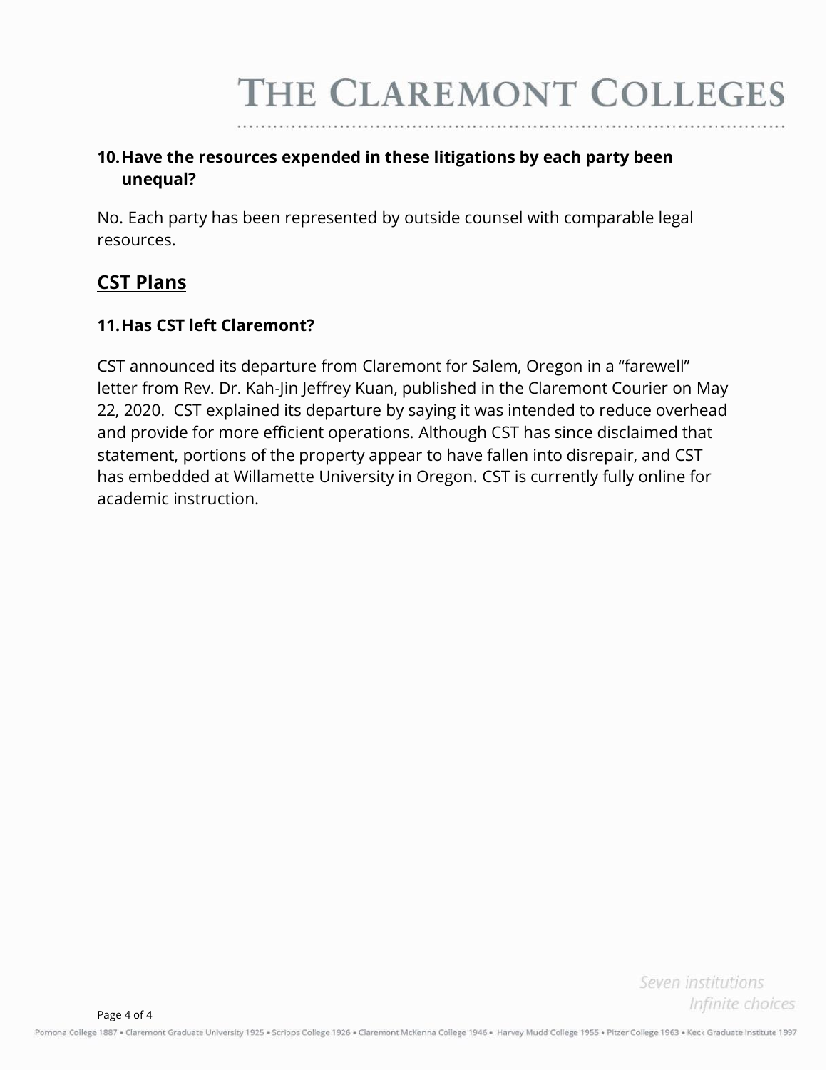**10. Have the resources expended in these litigations by each party been unequal?**

No. Each party has been represented by outside counsel with comparable legal resources.

## CST Plans

**11. Has CST left Claremont?**

CST announced its departure from Claremont for Salem, Oregon in a "farewell" letter from Rev. Dr. Kah-Jin Jeffrey Kuan, published in the Claremont Courier on May 22, 2020. CST explained its departure by saying it was intended to reduce overhead and provide for more efficient operations. Although CST has since disclaimed that statement, portions of the property appear to have fallen into disrepair, and CST has embedded at Willamette University in Oregon. CST is currently fully online for academic instruction.